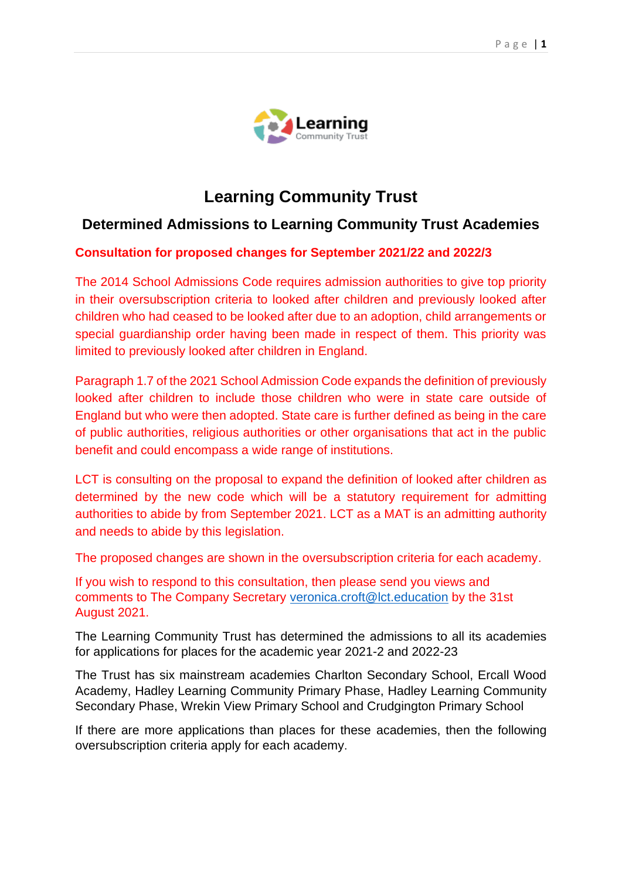# Learning Community Trust

## Determined Admissions to Learning Community Trust Academies

**Consultation for proposed changes for September 2021/22 and 2022/3**

The 2014 School Admissions Code requires admission authorities to give top priority in their oversubscription criteria to looked after children and previously looked after children who had ceased to be looked after due to an adoption, child arrangements or special guardianship order having been made in respect of them. This priority was limited to previously looked after children in England.

Paragraph 1.7 of the 2021 School Admission Code expands the definition of previously looked after children to include those children who were in state care outside of England but who were then adopted. State care is further defined as being in the care of public authorities, religious authorities or other organisations that act in the public benefit and could encompass a wide range of institutions.

LCT is consulting on the proposal to expand the definition of looked after children as determined by the new code which will be a statutory requirement for admitting authorities to abide by from September 2021. LCT as a MAT is an admitting authority and needs to abide by this legislation.

The proposed changes are shown in the oversubscription criteria for each academy.

If you wish to respond to this consultation, then please send you views and comments to The Company Secretary veronica.croft@lct.education by the 31st August 2021.

The Learning Community Trust has determined the admissions to all its academies for applications for places for the academic year 2021-2 and 2022-23

The Trust has six mainstream academies Charlton Secondary School, Ercall Wood Academy, Hadley Learning Community Primary Phase, Hadley Learning Community Secondary Phase, Wrekin View Primary School and Crudgington Primary School

If there are more applications than places for these academies, then the following oversubscription criteria apply for each academy.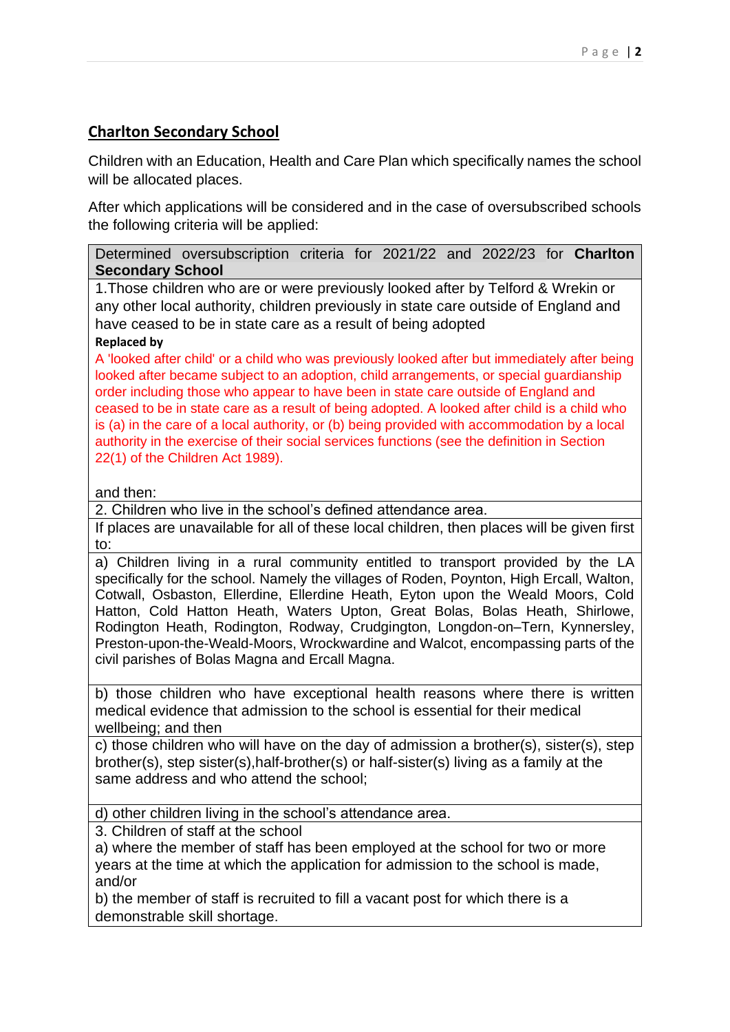## Charlton Secondary School

Children with an Education, Health and Care Plan which specifically names the school will be allocated places.

After which applications will be considered and in the case of oversubscribed schools the following criteria will be applied:

| Determined oversubscription criteria for 2021/22 and 2022/23 for **Charlton Secondary School** |
|---|
| 1.Those children who are or were previously looked after by Telford & Wrekin or any other local authority, children previously in state care outside of England and have ceased to be in state care as a result of being adopted<br>**Replaced by**<br>A 'looked after child' or a child who was previously looked after but immediately after being looked after became subject to an adoption, child arrangements, or special guardianship order including those who appear to have been in state care outside of England and ceased to be in state care as a result of being adopted. A looked after child is a child who is (a) in the care of a local authority, or (b) being provided with accommodation by a local authority in the exercise of their social services functions (see the definition in Section 22(1) of the Children Act 1989).<br><br>and then: |
| 2. Children who live in the school's defined attendance area. |
| If places are unavailable for all of these local children, then places will be given first to: |
| a) Children living in a rural community entitled to transport provided by the LA specifically for the school. Namely the villages of Roden, Poynton, High Ercall, Walton, Cotwall, Osbaston, Ellerdine, Ellerdine Heath, Eyton upon the Weald Moors, Cold Hatton, Cold Hatton Heath, Waters Upton, Great Bolas, Bolas Heath, Shirlowe, Rodington Heath, Rodington, Rodway, Crudgington, Longdon-on–Tern, Kynnersley, Preston-upon-the-Weald-Moors, Wrockwardine and Walcot, encompassing parts of the civil parishes of Bolas Magna and Ercall Magna. |
| b) those children who have exceptional health reasons where there is written medical evidence that admission to the school is essential for their medical wellbeing; and then |
| c) those children who will have on the day of admission a brother(s), sister(s), step brother(s), step sister(s),half-brother(s) or half-sister(s) living as a family at the same address and who attend the school; |
| d) other children living in the school's attendance area. |
| 3. Children of staff at the school<br>a) where the member of staff has been employed at the school for two or more years at the time at which the application for admission to the school is made, and/or<br>b) the member of staff is recruited to fill a vacant post for which there is a demonstrable skill shortage. |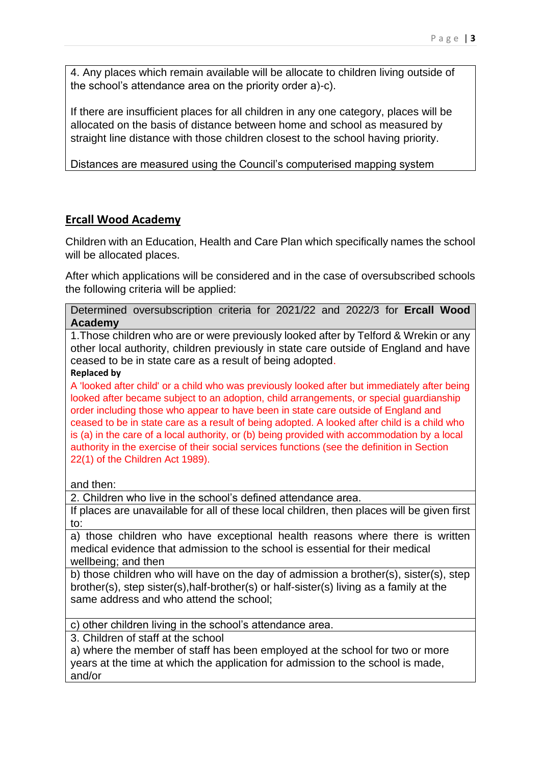| 4. Any places which remain available will be allocate to children living outside of the school's attendance area on the priority order a)-c).<br><br>If there are insufficient places for all children in any one category, places will be allocated on the basis of distance between home and school as measured by straight line distance with those children closest to the school having priority.<br><br>Distances are measured using the Council's computerised mapping system |
|---|

## Ercall Wood Academy

Children with an Education, Health and Care Plan which specifically names the school will be allocated places.

After which applications will be considered and in the case of oversubscribed schools the following criteria will be applied:

| Determined oversubscription criteria for 2021/22 and 2022/3 for **Ercall Wood Academy** |
|---|
| 1.Those children who are or were previously looked after by Telford & Wrekin or any other local authority, children previously in state care outside of England and have ceased to be in state care as a result of being adopted.<br>**Replaced by**<br>A 'looked after child' or a child who was previously looked after but immediately after being looked after became subject to an adoption, child arrangements, or special guardianship order including those who appear to have been in state care outside of England and ceased to be in state care as a result of being adopted. A looked after child is a child who is (a) in the care of a local authority, or (b) being provided with accommodation by a local authority in the exercise of their social services functions (see the definition in Section 22(1) of the Children Act 1989).<br><br>and then: |
| 2. Children who live in the school's defined attendance area. |
| If places are unavailable for all of these local children, then places will be given first to: |
| a) those children who have exceptional health reasons where there is written medical evidence that admission to the school is essential for their medical wellbeing; and then |
| b) those children who will have on the day of admission a brother(s), sister(s), step brother(s), step sister(s),half-brother(s) or half-sister(s) living as a family at the same address and who attend the school; |
| c) other children living in the school's attendance area. |
| 3. Children of staff at the school<br>a) where the member of staff has been employed at the school for two or more years at the time at which the application for admission to the school is made, and/or |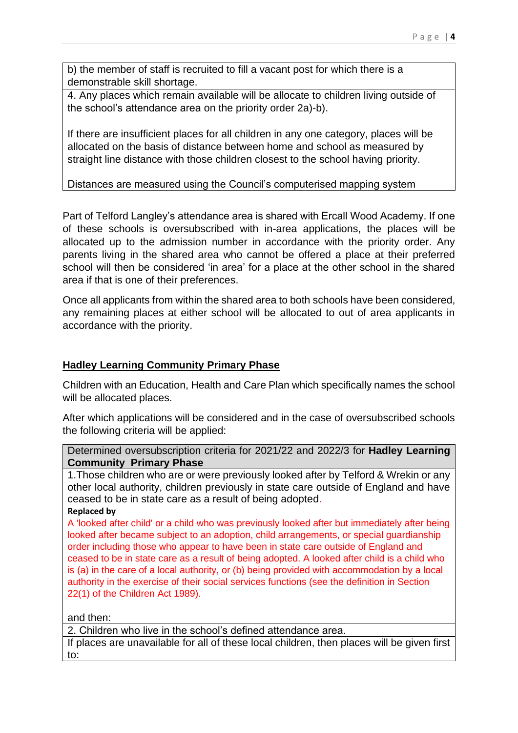| |
|---|
| b) the member of staff is recruited to fill a vacant post for which there is a demonstrable skill shortage. |
| 4. Any places which remain available will be allocate to children living outside of the school's attendance area on the priority order 2a)-b).<br><br>If there are insufficient places for all children in any one category, places will be allocated on the basis of distance between home and school as measured by straight line distance with those children closest to the school having priority.<br><br>Distances are measured using the Council's computerised mapping system |

Part of Telford Langley's attendance area is shared with Ercall Wood Academy. If one of these schools is oversubscribed with in-area applications, the places will be allocated up to the admission number in accordance with the priority order. Any parents living in the shared area who cannot be offered a place at their preferred school will then be considered 'in area' for a place at the other school in the shared area if that is one of their preferences.

Once all applicants from within the shared area to both schools have been considered, any remaining places at either school will be allocated to out of area applicants in accordance with the priority.

## Hadley Learning Community Primary Phase

Children with an Education, Health and Care Plan which specifically names the school will be allocated places.

After which applications will be considered and in the case of oversubscribed schools the following criteria will be applied:

| Determined oversubscription criteria for 2021/22 and 2022/3 for **Hadley Learning Community Primary Phase** |
|---|
| 1.Those children who are or were previously looked after by Telford & Wrekin or any other local authority, children previously in state care outside of England and have ceased to be in state care as a result of being adopted.<br>**Replaced by**<br>A 'looked after child' or a child who was previously looked after but immediately after being looked after became subject to an adoption, child arrangements, or special guardianship order including those who appear to have been in state care outside of England and ceased to be in state care as a result of being adopted. A looked after child is a child who is (a) in the care of a local authority, or (b) being provided with accommodation by a local authority in the exercise of their social services functions (see the definition in Section 22(1) of the Children Act 1989).<br><br>and then: |
| 2. Children who live in the school's defined attendance area. |
| If places are unavailable for all of these local children, then places will be given first to: |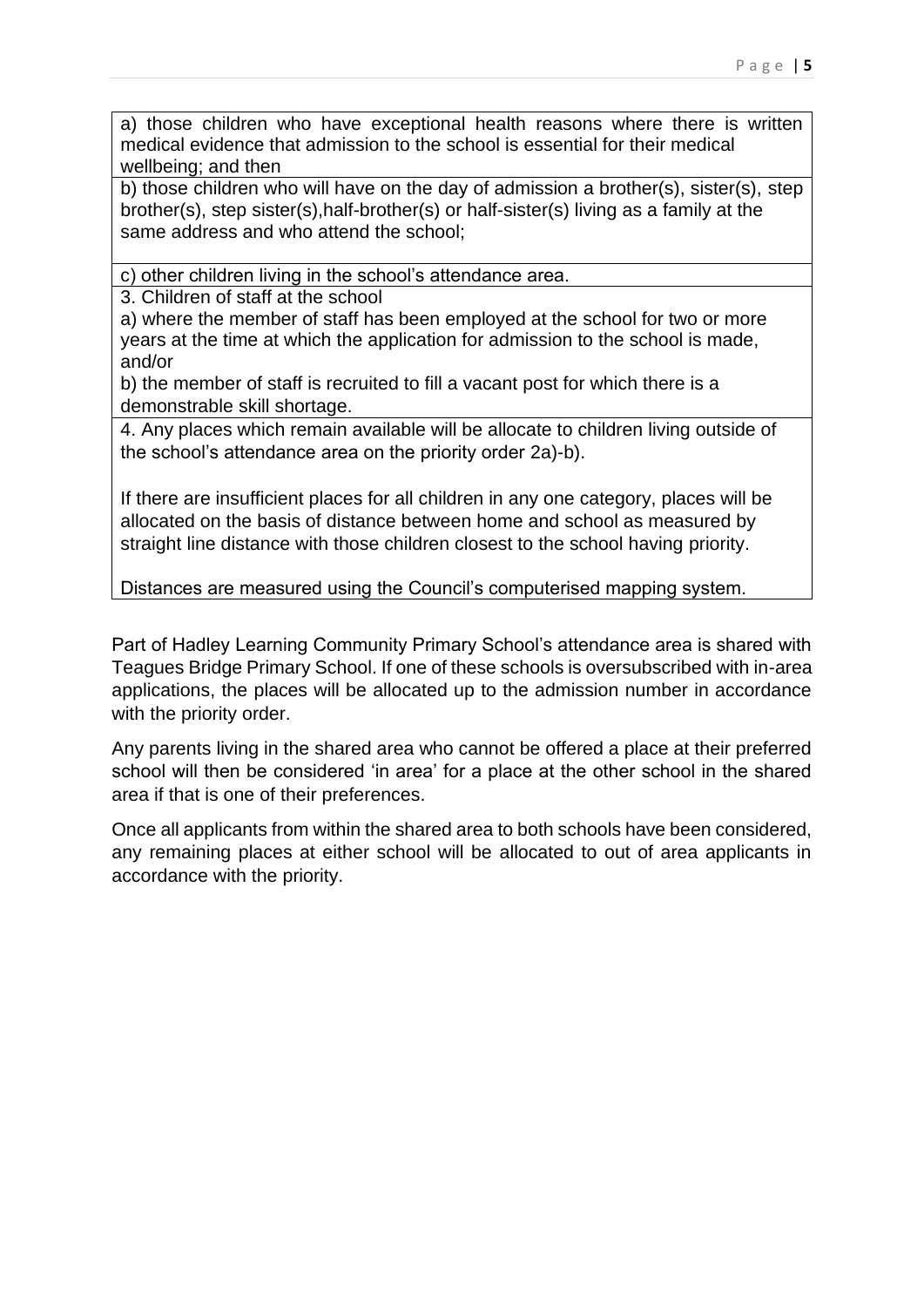| a) those children who have exceptional health reasons where there is written medical evidence that admission to the school is essential for their medical wellbeing; and then |
| --- |
| b) those children who will have on the day of admission a brother(s), sister(s), step brother(s), step sister(s),half-brother(s) or half-sister(s) living as a family at the same address and who attend the school; |
| c) other children living in the school's attendance area. |
| 3. Children of staff at the school<br>a) where the member of staff has been employed at the school for two or more years at the time at which the application for admission to the school is made, and/or<br>b) the member of staff is recruited to fill a vacant post for which there is a demonstrable skill shortage. |
| 4. Any places which remain available will be allocate to children living outside of the school's attendance area on the priority order 2a)-b).<br><br>If there are insufficient places for all children in any one category, places will be allocated on the basis of distance between home and school as measured by straight line distance with those children closest to the school having priority.<br><br>Distances are measured using the Council's computerised mapping system. |

Part of Hadley Learning Community Primary School's attendance area is shared with Teagues Bridge Primary School. If one of these schools is oversubscribed with in-area applications, the places will be allocated up to the admission number in accordance with the priority order.

Any parents living in the shared area who cannot be offered a place at their preferred school will then be considered 'in area' for a place at the other school in the shared area if that is one of their preferences.

Once all applicants from within the shared area to both schools have been considered, any remaining places at either school will be allocated to out of area applicants in accordance with the priority.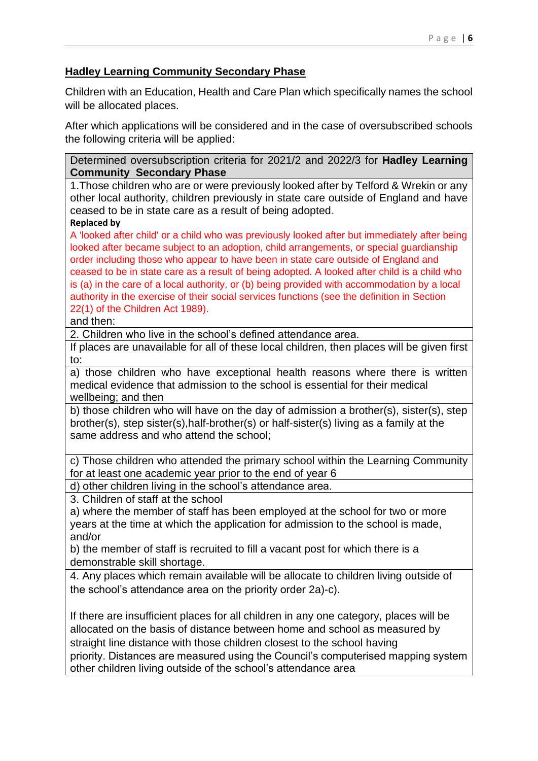## Hadley Learning Community Secondary Phase

Children with an Education, Health and Care Plan which specifically names the school will be allocated places.

After which applications will be considered and in the case of oversubscribed schools the following criteria will be applied:

| Determined oversubscription criteria for 2021/2 and 2022/3 for **Hadley Learning Community Secondary Phase** |
|---|
| 1.Those children who are or were previously looked after by Telford & Wrekin or any other local authority, children previously in state care outside of England and have ceased to be in state care as a result of being adopted.<br>**Replaced by**<br>A 'looked after child' or a child who was previously looked after but immediately after being looked after became subject to an adoption, child arrangements, or special guardianship order including those who appear to have been in state care outside of England and ceased to be in state care as a result of being adopted. A looked after child is a child who is (a) in the care of a local authority, or (b) being provided with accommodation by a local authority in the exercise of their social services functions (see the definition in Section 22(1) of the Children Act 1989).<br>and then: |
| 2. Children who live in the school's defined attendance area. |
| If places are unavailable for all of these local children, then places will be given first to: |
| a) those children who have exceptional health reasons where there is written medical evidence that admission to the school is essential for their medical wellbeing; and then |
| b) those children who will have on the day of admission a brother(s), sister(s), step brother(s), step sister(s),half-brother(s) or half-sister(s) living as a family at the same address and who attend the school; |
| c) Those children who attended the primary school within the Learning Community for at least one academic year prior to the end of year 6 |
| d) other children living in the school's attendance area. |
| 3. Children of staff at the school<br>a) where the member of staff has been employed at the school for two or more years at the time at which the application for admission to the school is made, and/or<br>b) the member of staff is recruited to fill a vacant post for which there is a demonstrable skill shortage. |
| 4. Any places which remain available will be allocate to children living outside of the school's attendance area on the priority order 2a)-c).<br><br>If there are insufficient places for all children in any one category, places will be allocated on the basis of distance between home and school as measured by straight line distance with those children closest to the school having priority. Distances are measured using the Council's computerised mapping system other children living outside of the school's attendance area |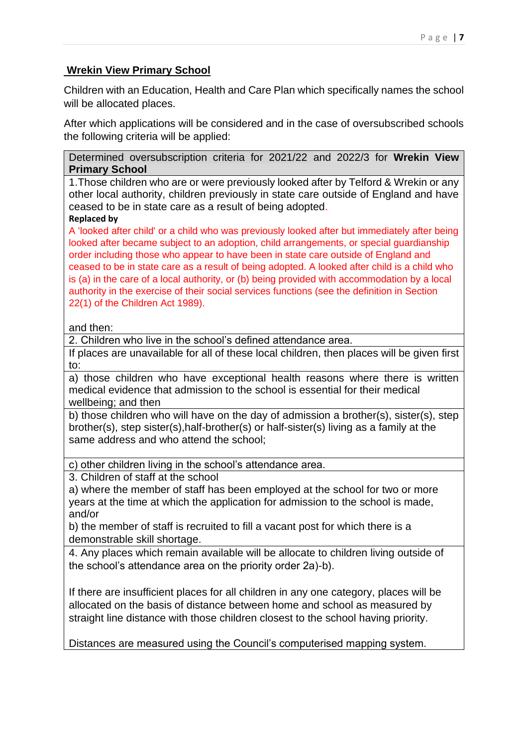## Wrekin View Primary School

Children with an Education, Health and Care Plan which specifically names the school will be allocated places.

After which applications will be considered and in the case of oversubscribed schools the following criteria will be applied:

| Determined oversubscription criteria for 2021/22 and 2022/3 for **Wrekin View Primary School** |
|---|
| 1.Those children who are or were previously looked after by Telford & Wrekin or any other local authority, children previously in state care outside of England and have ceased to be in state care as a result of being adopted.<br>**Replaced by**<br>A 'looked after child' or a child who was previously looked after but immediately after being looked after became subject to an adoption, child arrangements, or special guardianship order including those who appear to have been in state care outside of England and ceased to be in state care as a result of being adopted. A looked after child is a child who is (a) in the care of a local authority, or (b) being provided with accommodation by a local authority in the exercise of their social services functions (see the definition in Section 22(1) of the Children Act 1989).<br><br>and then: |
| 2. Children who live in the school's defined attendance area. |
| If places are unavailable for all of these local children, then places will be given first to: |
| a) those children who have exceptional health reasons where there is written medical evidence that admission to the school is essential for their medical wellbeing; and then |
| b) those children who will have on the day of admission a brother(s), sister(s), step brother(s), step sister(s),half-brother(s) or half-sister(s) living as a family at the same address and who attend the school; |
| c) other children living in the school's attendance area. |
| 3. Children of staff at the school<br>a) where the member of staff has been employed at the school for two or more years at the time at which the application for admission to the school is made, and/or<br>b) the member of staff is recruited to fill a vacant post for which there is a demonstrable skill shortage. |
| 4. Any places which remain available will be allocate to children living outside of the school's attendance area on the priority order 2a)-b).<br><br>If there are insufficient places for all children in any one category, places will be allocated on the basis of distance between home and school as measured by straight line distance with those children closest to the school having priority.<br><br>Distances are measured using the Council's computerised mapping system. |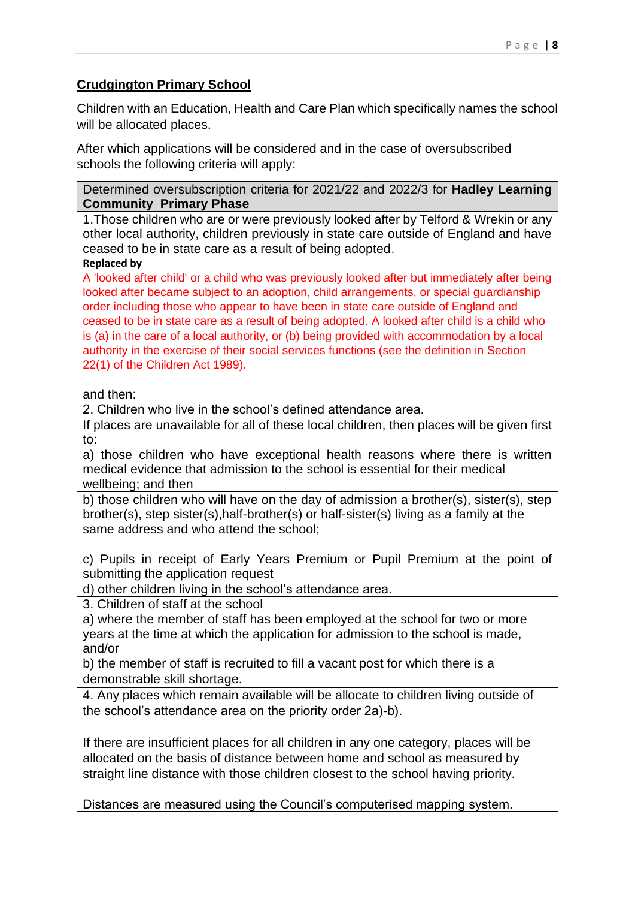## Crudgington Primary School

Children with an Education, Health and Care Plan which specifically names the school will be allocated places.

After which applications will be considered and in the case of oversubscribed schools the following criteria will apply:

| Determined oversubscription criteria for 2021/22 and 2022/3 for **Hadley Learning Community Primary Phase** |
|---|
| 1.Those children who are or were previously looked after by Telford & Wrekin or any other local authority, children previously in state care outside of England and have ceased to be in state care as a result of being adopted.<br>**Replaced by**<br>A 'looked after child' or a child who was previously looked after but immediately after being looked after became subject to an adoption, child arrangements, or special guardianship order including those who appear to have been in state care outside of England and ceased to be in state care as a result of being adopted. A looked after child is a child who is (a) in the care of a local authority, or (b) being provided with accommodation by a local authority in the exercise of their social services functions (see the definition in Section 22(1) of the Children Act 1989).<br><br>and then: |
| 2. Children who live in the school's defined attendance area. |
| If places are unavailable for all of these local children, then places will be given first to: |
| a) those children who have exceptional health reasons where there is written medical evidence that admission to the school is essential for their medical wellbeing; and then |
| b) those children who will have on the day of admission a brother(s), sister(s), step brother(s), step sister(s),half-brother(s) or half-sister(s) living as a family at the same address and who attend the school; |
| c) Pupils in receipt of Early Years Premium or Pupil Premium at the point of submitting the application request |
| d) other children living in the school's attendance area. |
| 3. Children of staff at the school<br>a) where the member of staff has been employed at the school for two or more years at the time at which the application for admission to the school is made, and/or<br>b) the member of staff is recruited to fill a vacant post for which there is a demonstrable skill shortage. |
| 4. Any places which remain available will be allocate to children living outside of the school's attendance area on the priority order 2a)-b).<br><br>If there are insufficient places for all children in any one category, places will be allocated on the basis of distance between home and school as measured by straight line distance with those children closest to the school having priority.<br><br>Distances are measured using the Council's computerised mapping system. |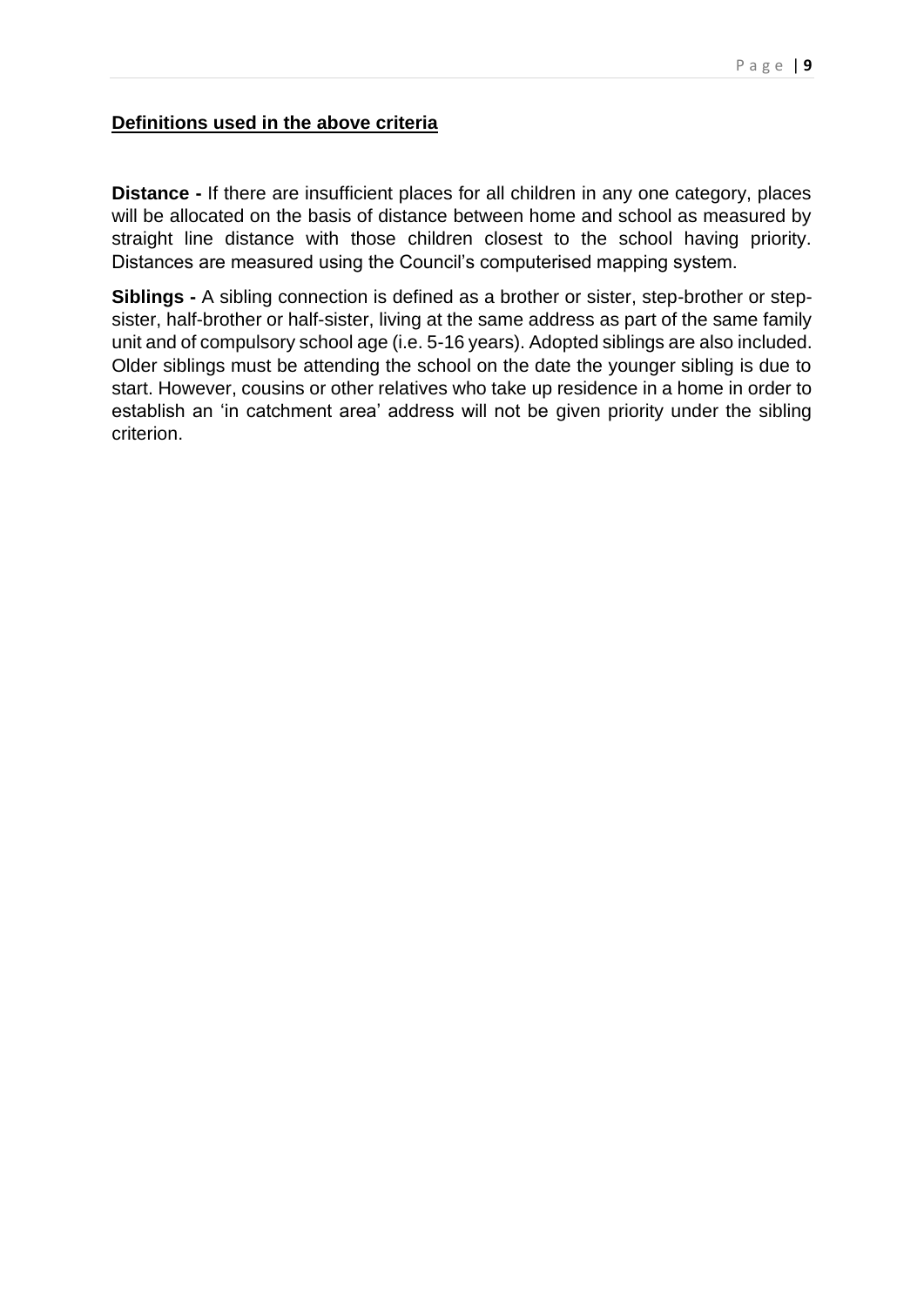## Definitions used in the above criteria

**Distance -** If there are insufficient places for all children in any one category, places will be allocated on the basis of distance between home and school as measured by straight line distance with those children closest to the school having priority. Distances are measured using the Council's computerised mapping system.

**Siblings -** A sibling connection is defined as a brother or sister, step-brother or step-sister, half-brother or half-sister, living at the same address as part of the same family unit and of compulsory school age (i.e. 5-16 years). Adopted siblings are also included. Older siblings must be attending the school on the date the younger sibling is due to start. However, cousins or other relatives who take up residence in a home in order to establish an 'in catchment area' address will not be given priority under the sibling criterion.